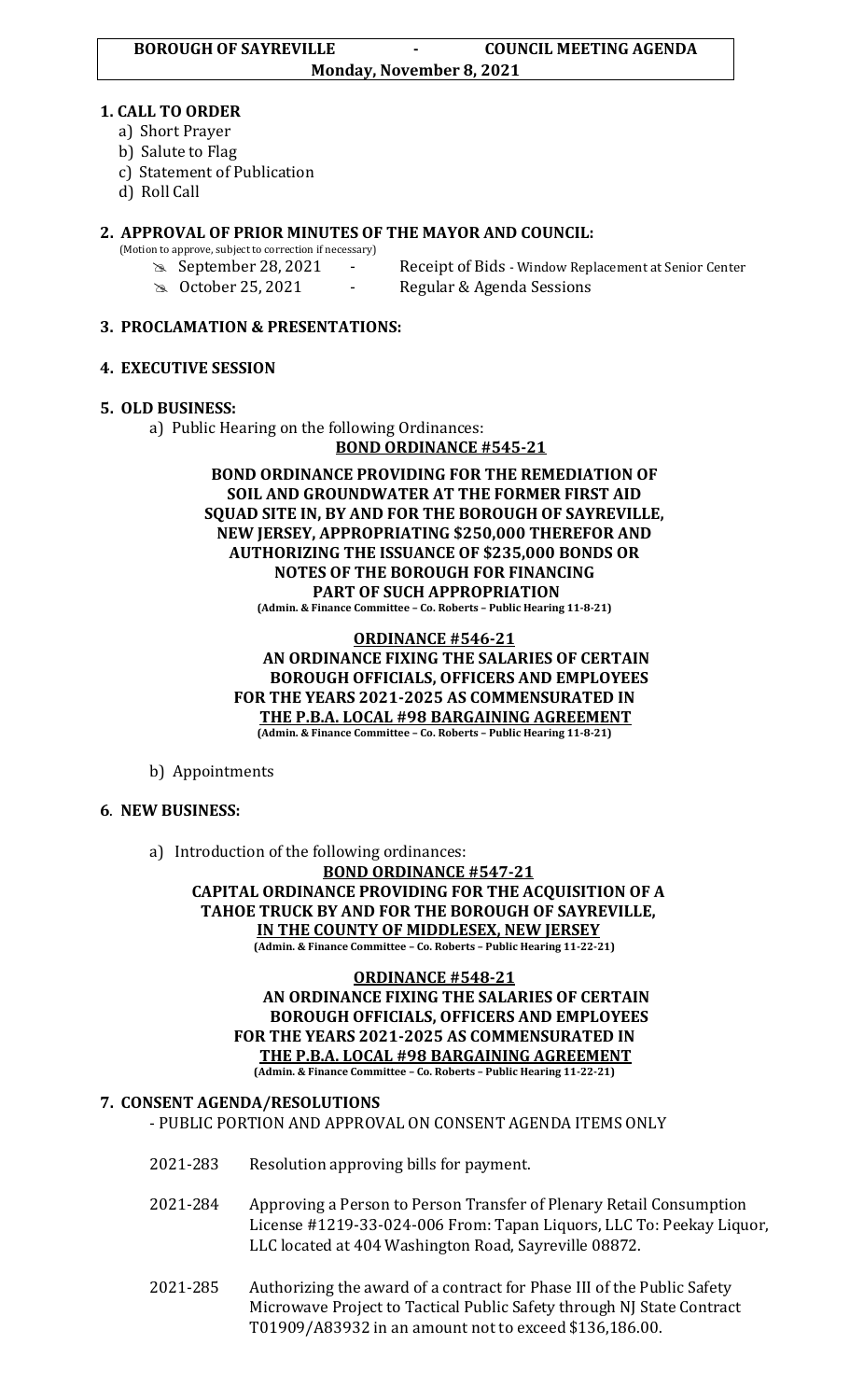**BOROUGH OF SAYREVILLE - COUNCIL MEETING AGENDA**
**Monday, November 8, 2021**

## 1. CALL TO ORDER

a) Short Prayer
b) Salute to Flag
c) Statement of Publication
d) Roll Call

## 2. APPROVAL OF PRIOR MINUTES OF THE MAYOR AND COUNCIL:

(Motion to approve, subject to correction if necessary)

- September 28, 2021 - Receipt of Bids - Window Replacement at Senior Center
- October 25, 2021 - Regular & Agenda Sessions

## 3. PROCLAMATION & PRESENTATIONS:

## 4. EXECUTIVE SESSION

## 5. OLD BUSINESS:

a) Public Hearing on the following Ordinances:

**BOND ORDINANCE #545-21**

**BOND ORDINANCE PROVIDING FOR THE REMEDIATION OF SOIL AND GROUNDWATER AT THE FORMER FIRST AID SQUAD SITE IN, BY AND FOR THE BOROUGH OF SAYREVILLE, NEW JERSEY, APPROPRIATING $250,000 THEREFOR AND AUTHORIZING THE ISSUANCE OF $235,000 BONDS OR NOTES OF THE BOROUGH FOR FINANCING PART OF SUCH APPROPRIATION**
**(Admin. & Finance Committee – Co. Roberts – Public Hearing 11-8-21)**

**ORDINANCE #546-21**

**AN ORDINANCE FIXING THE SALARIES OF CERTAIN BOROUGH OFFICIALS, OFFICERS AND EMPLOYEES FOR THE YEARS 2021-2025 AS COMMENSURATED IN THE P.B.A. LOCAL #98 BARGAINING AGREEMENT**
**(Admin. & Finance Committee – Co. Roberts – Public Hearing 11-8-21)**

b) Appointments

## 6. NEW BUSINESS:

a) Introduction of the following ordinances:

**BOND ORDINANCE #547-21**

**CAPITAL ORDINANCE PROVIDING FOR THE ACQUISITION OF A TAHOE TRUCK BY AND FOR THE BOROUGH OF SAYREVILLE, IN THE COUNTY OF MIDDLESEX, NEW JERSEY**
**(Admin. & Finance Committee – Co. Roberts – Public Hearing 11-22-21)**

**ORDINANCE #548-21**

**AN ORDINANCE FIXING THE SALARIES OF CERTAIN BOROUGH OFFICIALS, OFFICERS AND EMPLOYEES FOR THE YEARS 2021-2025 AS COMMENSURATED IN THE P.B.A. LOCAL #98 BARGAINING AGREEMENT**
**(Admin. & Finance Committee – Co. Roberts – Public Hearing 11-22-21)**

## 7. CONSENT AGENDA/RESOLUTIONS

- PUBLIC PORTION AND APPROVAL ON CONSENT AGENDA ITEMS ONLY

2021-283 Resolution approving bills for payment.

2021-284 Approving a Person to Person Transfer of Plenary Retail Consumption License #1219-33-024-006 From: Tapan Liquors, LLC To: Peekay Liquor, LLC located at 404 Washington Road, Sayreville 08872.

2021-285 Authorizing the award of a contract for Phase III of the Public Safety Microwave Project to Tactical Public Safety through NJ State Contract T01909/A83932 in an amount not to exceed $136,186.00.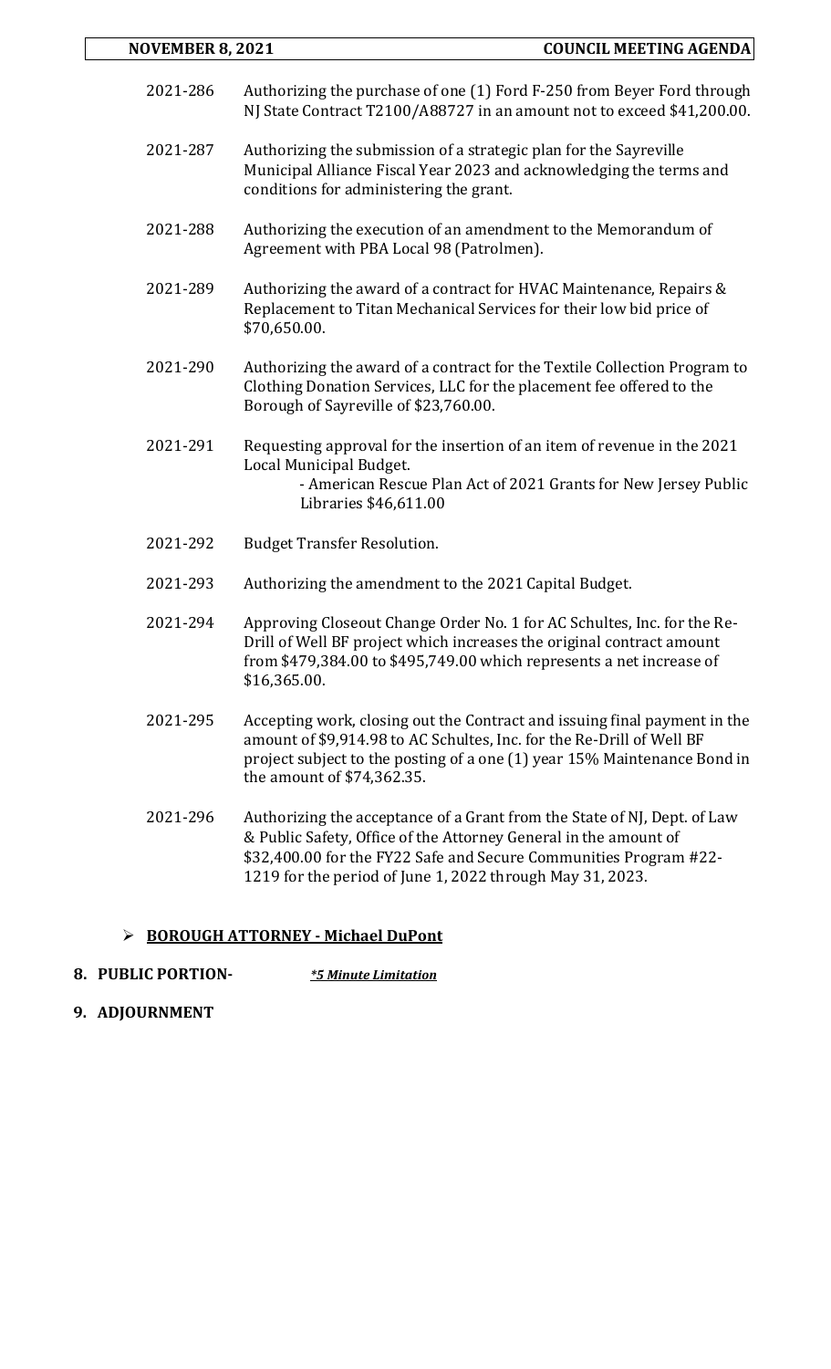| | |
|---|---|
| 2021-286 | Authorizing the purchase of one (1) Ford F-250 from Beyer Ford through NJ State Contract T2100/A88727 in an amount not to exceed $41,200.00. |
| 2021-287 | Authorizing the submission of a strategic plan for the Sayreville Municipal Alliance Fiscal Year 2023 and acknowledging the terms and conditions for administering the grant. |
| 2021-288 | Authorizing the execution of an amendment to the Memorandum of Agreement with PBA Local 98 (Patrolmen). |
| 2021-289 | Authorizing the award of a contract for HVAC Maintenance, Repairs & Replacement to Titan Mechanical Services for their low bid price of $70,650.00. |
| 2021-290 | Authorizing the award of a contract for the Textile Collection Program to Clothing Donation Services, LLC for the placement fee offered to the Borough of Sayreville of $23,760.00. |
| 2021-291 | Requesting approval for the insertion of an item of revenue in the 2021 Local Municipal Budget.<br>- American Rescue Plan Act of 2021 Grants for New Jersey Public Libraries $46,611.00 |
| 2021-292 | Budget Transfer Resolution. |
| 2021-293 | Authorizing the amendment to the 2021 Capital Budget. |
| 2021-294 | Approving Closeout Change Order No. 1 for AC Schultes, Inc. for the Re-Drill of Well BF project which increases the original contract amount from $479,384.00 to $495,749.00 which represents a net increase of $16,365.00. |
| 2021-295 | Accepting work, closing out the Contract and issuing final payment in the amount of $9,914.98 to AC Schultes, Inc. for the Re-Drill of Well BF project subject to the posting of a one (1) year 15% Maintenance Bond in the amount of $74,362.35. |
| 2021-296 | Authorizing the acceptance of a Grant from the State of NJ, Dept. of Law & Public Safety, Office of the Attorney General in the amount of $32,400.00 for the FY22 Safe and Secure Communities Program #22-1219 for the period of June 1, 2022 through May 31, 2023. |

- **BOROUGH ATTORNEY - Michael DuPont**

**8. PUBLIC PORTION-** ***5 Minute Limitation***

**9. ADJOURNMENT**